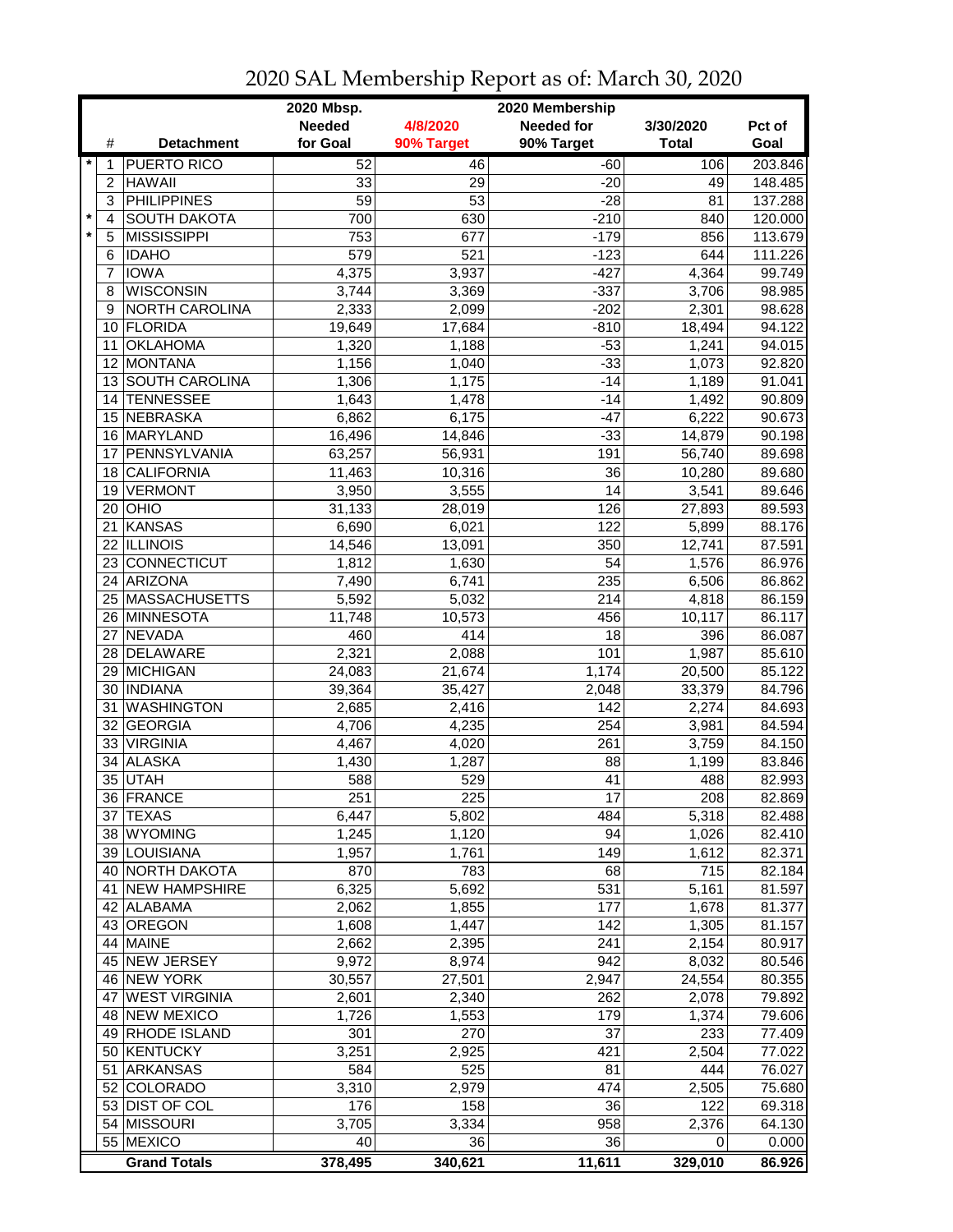# 2020 SAL Membership Report as of: March 30, 2020

| | # | Detachment | 2020 Mbsp. Needed for Goal | 4/8/2020 90% Target | 2020 Membership Needed for 90% Target | 3/30/2020 Total | Pct of Goal |
|---|---|---|---|---|---|---|---|
| * | 1 | PUERTO RICO | 52 | 46 | -60 | 106 | 203.846 |
| | 2 | HAWAII | 33 | 29 | -20 | 49 | 148.485 |
| | 3 | PHILIPPINES | 59 | 53 | -28 | 81 | 137.288 |
| * | 4 | SOUTH DAKOTA | 700 | 630 | -210 | 840 | 120.000 |
| * | 5 | MISSISSIPPI | 753 | 677 | -179 | 856 | 113.679 |
| | 6 | IDAHO | 579 | 521 | -123 | 644 | 111.226 |
| | 7 | IOWA | 4,375 | 3,937 | -427 | 4,364 | 99.749 |
| | 8 | WISCONSIN | 3,744 | 3,369 | -337 | 3,706 | 98.985 |
| | 9 | NORTH CAROLINA | 2,333 | 2,099 | -202 | 2,301 | 98.628 |
| | 10 | FLORIDA | 19,649 | 17,684 | -810 | 18,494 | 94.122 |
| | 11 | OKLAHOMA | 1,320 | 1,188 | -53 | 1,241 | 94.015 |
| | 12 | MONTANA | 1,156 | 1,040 | -33 | 1,073 | 92.820 |
| | 13 | SOUTH CAROLINA | 1,306 | 1,175 | -14 | 1,189 | 91.041 |
| | 14 | TENNESSEE | 1,643 | 1,478 | -14 | 1,492 | 90.809 |
| | 15 | NEBRASKA | 6,862 | 6,175 | -47 | 6,222 | 90.673 |
| | 16 | MARYLAND | 16,496 | 14,846 | -33 | 14,879 | 90.198 |
| | 17 | PENNSYLVANIA | 63,257 | 56,931 | 191 | 56,740 | 89.698 |
| | 18 | CALIFORNIA | 11,463 | 10,316 | 36 | 10,280 | 89.680 |
| | 19 | VERMONT | 3,950 | 3,555 | 14 | 3,541 | 89.646 |
| | 20 | OHIO | 31,133 | 28,019 | 126 | 27,893 | 89.593 |
| | 21 | KANSAS | 6,690 | 6,021 | 122 | 5,899 | 88.176 |
| | 22 | ILLINOIS | 14,546 | 13,091 | 350 | 12,741 | 87.591 |
| | 23 | CONNECTICUT | 1,812 | 1,630 | 54 | 1,576 | 86.976 |
| | 24 | ARIZONA | 7,490 | 6,741 | 235 | 6,506 | 86.862 |
| | 25 | MASSACHUSETTS | 5,592 | 5,032 | 214 | 4,818 | 86.159 |
| | 26 | MINNESOTA | 11,748 | 10,573 | 456 | 10,117 | 86.117 |
| | 27 | NEVADA | 460 | 414 | 18 | 396 | 86.087 |
| | 28 | DELAWARE | 2,321 | 2,088 | 101 | 1,987 | 85.610 |
| | 29 | MICHIGAN | 24,083 | 21,674 | 1,174 | 20,500 | 85.122 |
| | 30 | INDIANA | 39,364 | 35,427 | 2,048 | 33,379 | 84.796 |
| | 31 | WASHINGTON | 2,685 | 2,416 | 142 | 2,274 | 84.693 |
| | 32 | GEORGIA | 4,706 | 4,235 | 254 | 3,981 | 84.594 |
| | 33 | VIRGINIA | 4,467 | 4,020 | 261 | 3,759 | 84.150 |
| | 34 | ALASKA | 1,430 | 1,287 | 88 | 1,199 | 83.846 |
| | 35 | UTAH | 588 | 529 | 41 | 488 | 82.993 |
| | 36 | FRANCE | 251 | 225 | 17 | 208 | 82.869 |
| | 37 | TEXAS | 6,447 | 5,802 | 484 | 5,318 | 82.488 |
| | 38 | WYOMING | 1,245 | 1,120 | 94 | 1,026 | 82.410 |
| | 39 | LOUISIANA | 1,957 | 1,761 | 149 | 1,612 | 82.371 |
| | 40 | NORTH DAKOTA | 870 | 783 | 68 | 715 | 82.184 |
| | 41 | NEW HAMPSHIRE | 6,325 | 5,692 | 531 | 5,161 | 81.597 |
| | 42 | ALABAMA | 2,062 | 1,855 | 177 | 1,678 | 81.377 |
| | 43 | OREGON | 1,608 | 1,447 | 142 | 1,305 | 81.157 |
| | 44 | MAINE | 2,662 | 2,395 | 241 | 2,154 | 80.917 |
| | 45 | NEW JERSEY | 9,972 | 8,974 | 942 | 8,032 | 80.546 |
| | 46 | NEW YORK | 30,557 | 27,501 | 2,947 | 24,554 | 80.355 |
| | 47 | WEST VIRGINIA | 2,601 | 2,340 | 262 | 2,078 | 79.892 |
| | 48 | NEW MEXICO | 1,726 | 1,553 | 179 | 1,374 | 79.606 |
| | 49 | RHODE ISLAND | 301 | 270 | 37 | 233 | 77.409 |
| | 50 | KENTUCKY | 3,251 | 2,925 | 421 | 2,504 | 77.022 |
| | 51 | ARKANSAS | 584 | 525 | 81 | 444 | 76.027 |
| | 52 | COLORADO | 3,310 | 2,979 | 474 | 2,505 | 75.680 |
| | 53 | DIST OF COL | 176 | 158 | 36 | 122 | 69.318 |
| | 54 | MISSOURI | 3,705 | 3,334 | 958 | 2,376 | 64.130 |
| | 55 | MEXICO | 40 | 36 | 36 | 0 | 0.000 |
| | | **Grand Totals** | **378,495** | **340,621** | **11,611** | **329,010** | **86.926** |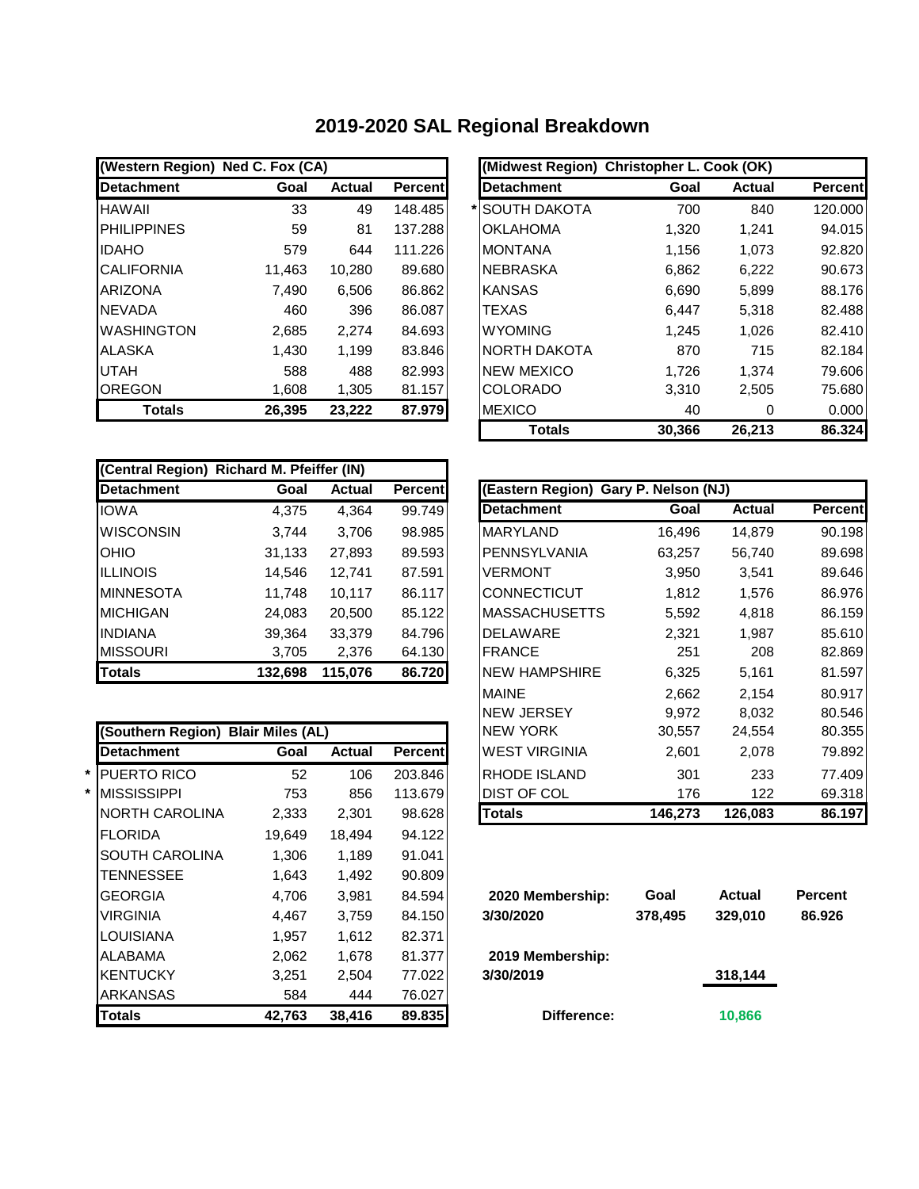# 2019-2020 SAL Regional Breakdown

| (Western Region) Ned C. Fox (CA) | | | |
|---|---|---|---|
| **Detachment** | **Goal** | **Actual** | **Percent** |
| HAWAII | 33 | 49 | 148.485 |
| PHILIPPINES | 59 | 81 | 137.288 |
| IDAHO | 579 | 644 | 111.226 |
| CALIFORNIA | 11,463 | 10,280 | 89.680 |
| ARIZONA | 7,490 | 6,506 | 86.862 |
| NEVADA | 460 | 396 | 86.087 |
| WASHINGTON | 2,685 | 2,274 | 84.693 |
| ALASKA | 1,430 | 1,199 | 83.846 |
| UTAH | 588 | 488 | 82.993 |
| OREGON | 1,608 | 1,305 | 81.157 |
| **Totals** | **26,395** | **23,222** | **87.979** |

| (Midwest Region) Christopher L. Cook (OK) | | | |
|---|---|---|---|
| **Detachment** | **Goal** | **Actual** | **Percent** |
| * SOUTH DAKOTA | 700 | 840 | 120.000 |
| OKLAHOMA | 1,320 | 1,241 | 94.015 |
| MONTANA | 1,156 | 1,073 | 92.820 |
| NEBRASKA | 6,862 | 6,222 | 90.673 |
| KANSAS | 6,690 | 5,899 | 88.176 |
| TEXAS | 6,447 | 5,318 | 82.488 |
| WYOMING | 1,245 | 1,026 | 82.410 |
| NORTH DAKOTA | 870 | 715 | 82.184 |
| NEW MEXICO | 1,726 | 1,374 | 79.606 |
| COLORADO | 3,310 | 2,505 | 75.680 |
| MEXICO | 40 | 0 | 0.000 |
| **Totals** | **30,366** | **26,213** | **86.324** |

| (Central Region) Richard M. Pfeiffer (IN) | | | |
|---|---|---|---|
| **Detachment** | **Goal** | **Actual** | **Percent** |
| IOWA | 4,375 | 4,364 | 99.749 |
| WISCONSIN | 3,744 | 3,706 | 98.985 |
| OHIO | 31,133 | 27,893 | 89.593 |
| ILLINOIS | 14,546 | 12,741 | 87.591 |
| MINNESOTA | 11,748 | 10,117 | 86.117 |
| MICHIGAN | 24,083 | 20,500 | 85.122 |
| INDIANA | 39,364 | 33,379 | 84.796 |
| MISSOURI | 3,705 | 2,376 | 64.130 |
| **Totals** | **132,698** | **115,076** | **86.720** |

| (Eastern Region) Gary P. Nelson (NJ) | | | |
|---|---|---|---|
| **Detachment** | **Goal** | **Actual** | **Percent** |
| MARYLAND | 16,496 | 14,879 | 90.198 |
| PENNSYLVANIA | 63,257 | 56,740 | 89.698 |
| VERMONT | 3,950 | 3,541 | 89.646 |
| CONNECTICUT | 1,812 | 1,576 | 86.976 |
| MASSACHUSETTS | 5,592 | 4,818 | 86.159 |
| DELAWARE | 2,321 | 1,987 | 85.610 |
| FRANCE | 251 | 208 | 82.869 |
| NEW HAMPSHIRE | 6,325 | 5,161 | 81.597 |
| MAINE | 2,662 | 2,154 | 80.917 |
| NEW JERSEY | 9,972 | 8,032 | 80.546 |
| NEW YORK | 30,557 | 24,554 | 80.355 |
| WEST VIRGINIA | 2,601 | 2,078 | 79.892 |
| RHODE ISLAND | 301 | 233 | 77.409 |
| DIST OF COL | 176 | 122 | 69.318 |
| **Totals** | **146,273** | **126,083** | **86.197** |

| (Southern Region) Blair Miles (AL) | | | |
|---|---|---|---|
| **Detachment** | **Goal** | **Actual** | **Percent** |
| * PUERTO RICO | 52 | 106 | 203.846 |
| * MISSISSIPPI | 753 | 856 | 113.679 |
| NORTH CAROLINA | 2,333 | 2,301 | 98.628 |
| FLORIDA | 19,649 | 18,494 | 94.122 |
| SOUTH CAROLINA | 1,306 | 1,189 | 91.041 |
| TENNESSEE | 1,643 | 1,492 | 90.809 |
| GEORGIA | 4,706 | 3,981 | 84.594 |
| VIRGINIA | 4,467 | 3,759 | 84.150 |
| LOUISIANA | 1,957 | 1,612 | 82.371 |
| ALABAMA | 2,062 | 1,678 | 81.377 |
| KENTUCKY | 3,251 | 2,504 | 77.022 |
| ARKANSAS | 584 | 444 | 76.027 |
| **Totals** | **42,763** | **38,416** | **89.835** |

| | | | |
|---|---|---|---|
| **2020 Membership:** | **Goal** | **Actual** | **Percent** |
| **3/30/2020** | **378,495** | **329,010** | **86.926** |
| **2019 Membership:** | | | |
| **3/30/2019** | | **318,144** | |
| **Difference:** | | **10,866** | |